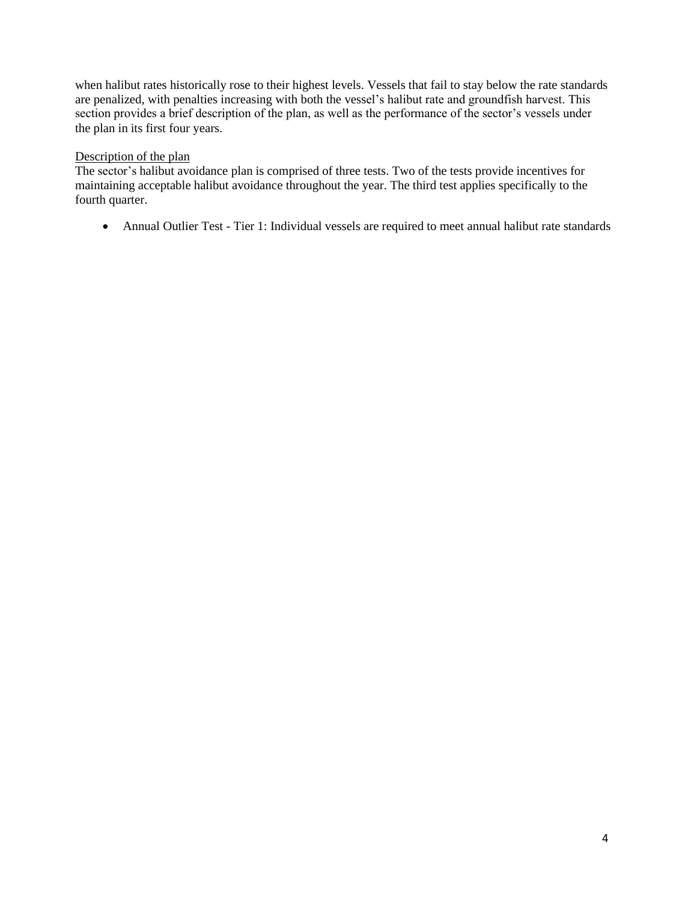when halibut rates historically rose to their highest levels. Vessels that fail to stay below the rate standards are penalized, with penalties increasing with both the vessel's halibut rate and groundfish harvest. This section provides a brief description of the plan, as well as the performance of the sector's vessels under the plan in its first four years.

<u>Description of the plan</u>

The sector's halibut avoidance plan is comprised of three tests. Two of the tests provide incentives for maintaining acceptable halibut avoidance throughout the year. The third test applies specifically to the fourth quarter.

- Annual Outlier Test - Tier 1: Individual vessels are required to meet annual halibut rate standards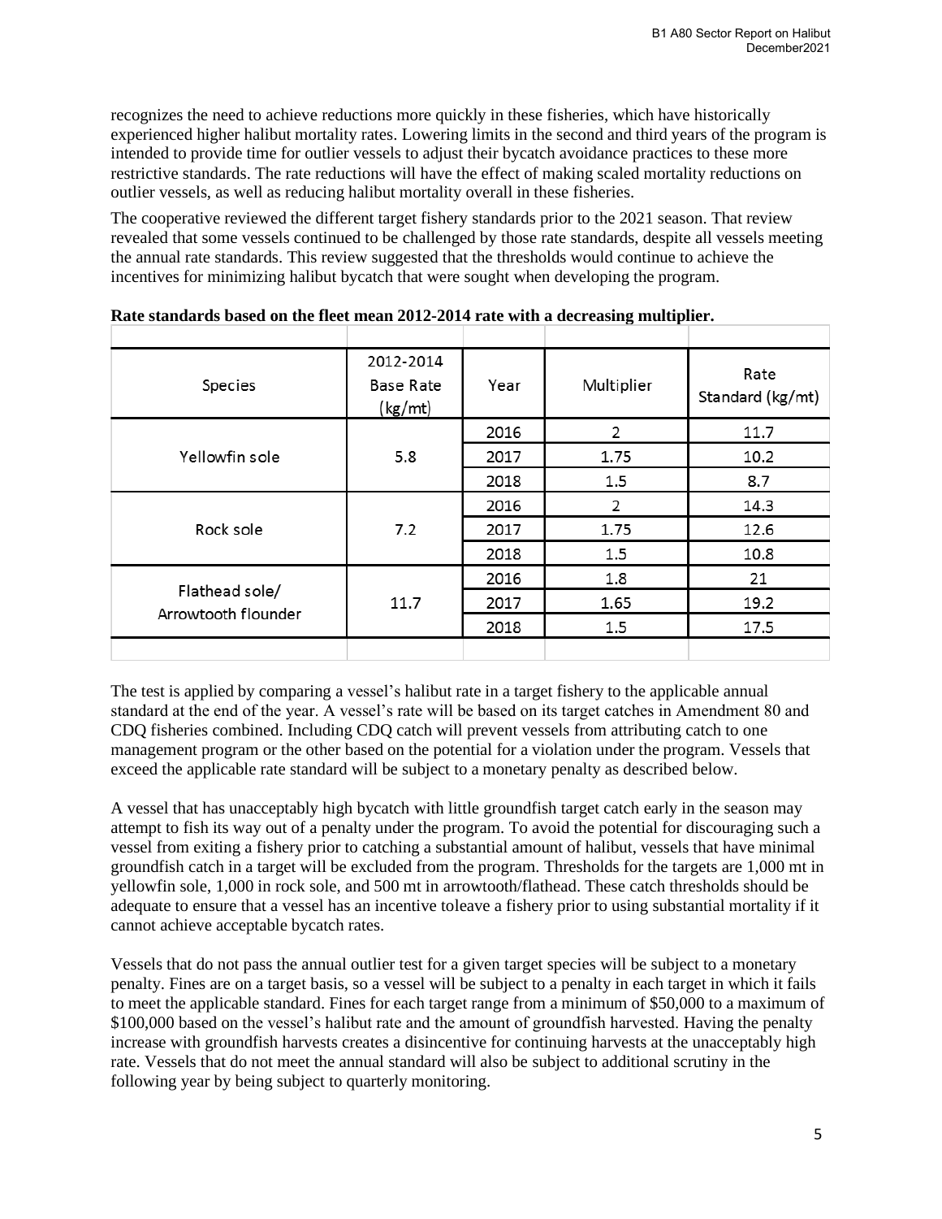recognizes the need to achieve reductions more quickly in these fisheries, which have historically experienced higher halibut mortality rates. Lowering limits in the second and third years of the program is intended to provide time for outlier vessels to adjust their bycatch avoidance practices to these more restrictive standards. The rate reductions will have the effect of making scaled mortality reductions on outlier vessels, as well as reducing halibut mortality overall in these fisheries.

The cooperative reviewed the different target fishery standards prior to the 2021 season. That review revealed that some vessels continued to be challenged by those rate standards, despite all vessels meeting the annual rate standards. This review suggested that the thresholds would continue to achieve the incentives for minimizing halibut bycatch that were sought when developing the program.

**Rate standards based on the fleet mean 2012-2014 rate with a decreasing multiplier.**

| Species | 2012-2014 Base Rate (kg/mt) | Year | Multiplier | Rate Standard (kg/mt) |
|---|---|---|---|---|
| Yellowfin sole | 5.8 | 2016 | 2 | 11.7 |
| | | 2017 | 1.75 | 10.2 |
| | | 2018 | 1.5 | 8.7 |
| Rock sole | 7.2 | 2016 | 2 | 14.3 |
| | | 2017 | 1.75 | 12.6 |
| | | 2018 | 1.5 | 10.8 |
| Flathead sole/ Arrowtooth flounder | 11.7 | 2016 | 1.8 | 21 |
| | | 2017 | 1.65 | 19.2 |
| | | 2018 | 1.5 | 17.5 |

The test is applied by comparing a vessel's halibut rate in a target fishery to the applicable annual standard at the end of the year. A vessel's rate will be based on its target catches in Amendment 80 and CDQ fisheries combined. Including CDQ catch will prevent vessels from attributing catch to one management program or the other based on the potential for a violation under the program. Vessels that exceed the applicable rate standard will be subject to a monetary penalty as described below.

A vessel that has unacceptably high bycatch with little groundfish target catch early in the season may attempt to fish its way out of a penalty under the program. To avoid the potential for discouraging such a vessel from exiting a fishery prior to catching a substantial amount of halibut, vessels that have minimal groundfish catch in a target will be excluded from the program. Thresholds for the targets are 1,000 mt in yellowfin sole, 1,000 in rock sole, and 500 mt in arrowtooth/flathead. These catch thresholds should be adequate to ensure that a vessel has an incentive toleave a fishery prior to using substantial mortality if it cannot achieve acceptable bycatch rates.

Vessels that do not pass the annual outlier test for a given target species will be subject to a monetary penalty. Fines are on a target basis, so a vessel will be subject to a penalty in each target in which it fails to meet the applicable standard. Fines for each target range from a minimum of $50,000 to a maximum of $100,000 based on the vessel's halibut rate and the amount of groundfish harvested. Having the penalty increase with groundfish harvests creates a disincentive for continuing harvests at the unacceptably high rate. Vessels that do not meet the annual standard will also be subject to additional scrutiny in the following year by being subject to quarterly monitoring.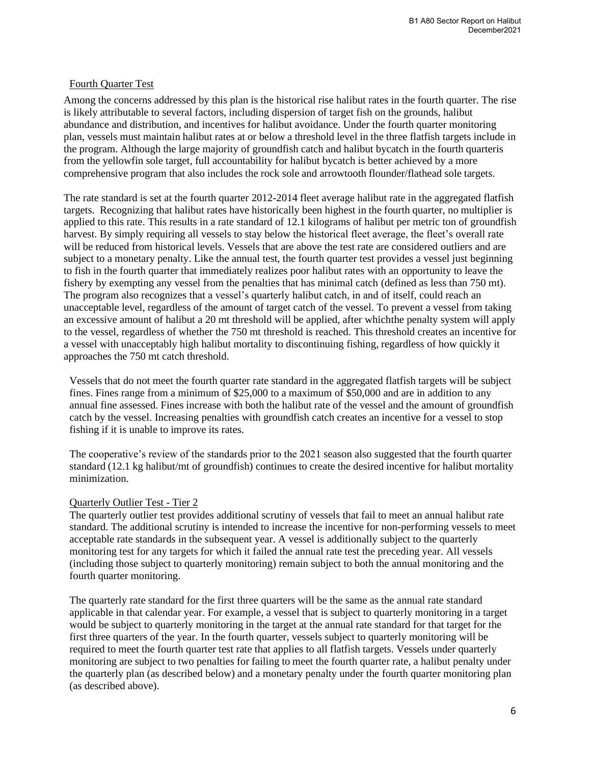## Fourth Quarter Test

Among the concerns addressed by this plan is the historical rise halibut rates in the fourth quarter. The rise is likely attributable to several factors, including dispersion of target fish on the grounds, halibut abundance and distribution, and incentives for halibut avoidance. Under the fourth quarter monitoring plan, vessels must maintain halibut rates at or below a threshold level in the three flatfish targets include in the program. Although the large majority of groundfish catch and halibut bycatch in the fourth quarteris from the yellowfin sole target, full accountability for halibut bycatch is better achieved by a more comprehensive program that also includes the rock sole and arrowtooth flounder/flathead sole targets.

The rate standard is set at the fourth quarter 2012-2014 fleet average halibut rate in the aggregated flatfish targets. Recognizing that halibut rates have historically been highest in the fourth quarter, no multiplier is applied to this rate. This results in a rate standard of 12.1 kilograms of halibut per metric ton of groundfish harvest. By simply requiring all vessels to stay below the historical fleet average, the fleet's overall rate will be reduced from historical levels. Vessels that are above the test rate are considered outliers and are subject to a monetary penalty. Like the annual test, the fourth quarter test provides a vessel just beginning to fish in the fourth quarter that immediately realizes poor halibut rates with an opportunity to leave the fishery by exempting any vessel from the penalties that has minimal catch (defined as less than 750 mt). The program also recognizes that a vessel's quarterly halibut catch, in and of itself, could reach an unacceptable level, regardless of the amount of target catch of the vessel. To prevent a vessel from taking an excessive amount of halibut a 20 mt threshold will be applied, after whichthe penalty system will apply to the vessel, regardless of whether the 750 mt threshold is reached. This threshold creates an incentive for a vessel with unacceptably high halibut mortality to discontinuing fishing, regardless of how quickly it approaches the 750 mt catch threshold.

Vessels that do not meet the fourth quarter rate standard in the aggregated flatfish targets will be subject fines. Fines range from a minimum of $25,000 to a maximum of $50,000 and are in addition to any annual fine assessed. Fines increase with both the halibut rate of the vessel and the amount of groundfish catch by the vessel. Increasing penalties with groundfish catch creates an incentive for a vessel to stop fishing if it is unable to improve its rates.

The cooperative's review of the standards prior to the 2021 season also suggested that the fourth quarter standard (12.1 kg halibut/mt of groundfish) continues to create the desired incentive for halibut mortality minimization.

## Quarterly Outlier Test - Tier 2

The quarterly outlier test provides additional scrutiny of vessels that fail to meet an annual halibut rate standard. The additional scrutiny is intended to increase the incentive for non-performing vessels to meet acceptable rate standards in the subsequent year. A vessel is additionally subject to the quarterly monitoring test for any targets for which it failed the annual rate test the preceding year. All vessels (including those subject to quarterly monitoring) remain subject to both the annual monitoring and the fourth quarter monitoring.

The quarterly rate standard for the first three quarters will be the same as the annual rate standard applicable in that calendar year. For example, a vessel that is subject to quarterly monitoring in a target would be subject to quarterly monitoring in the target at the annual rate standard for that target for the first three quarters of the year. In the fourth quarter, vessels subject to quarterly monitoring will be required to meet the fourth quarter test rate that applies to all flatfish targets. Vessels under quarterly monitoring are subject to two penalties for failing to meet the fourth quarter rate, a halibut penalty under the quarterly plan (as described below) and a monetary penalty under the fourth quarter monitoring plan (as described above).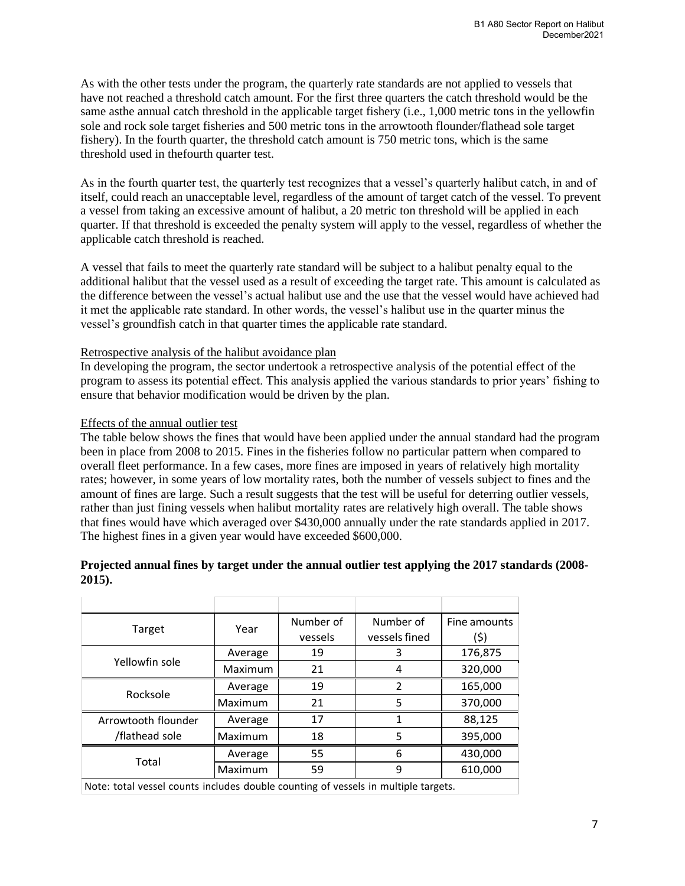As with the other tests under the program, the quarterly rate standards are not applied to vessels that have not reached a threshold catch amount. For the first three quarters the catch threshold would be the same asthe annual catch threshold in the applicable target fishery (i.e., 1,000 metric tons in the yellowfin sole and rock sole target fisheries and 500 metric tons in the arrowtooth flounder/flathead sole target fishery). In the fourth quarter, the threshold catch amount is 750 metric tons, which is the same threshold used in thefourth quarter test.

As in the fourth quarter test, the quarterly test recognizes that a vessel's quarterly halibut catch, in and of itself, could reach an unacceptable level, regardless of the amount of target catch of the vessel. To prevent a vessel from taking an excessive amount of halibut, a 20 metric ton threshold will be applied in each quarter. If that threshold is exceeded the penalty system will apply to the vessel, regardless of whether the applicable catch threshold is reached.

A vessel that fails to meet the quarterly rate standard will be subject to a halibut penalty equal to the additional halibut that the vessel used as a result of exceeding the target rate. This amount is calculated as the difference between the vessel's actual halibut use and the use that the vessel would have achieved had it met the applicable rate standard. In other words, the vessel's halibut use in the quarter minus the vessel's groundfish catch in that quarter times the applicable rate standard.

Retrospective analysis of the halibut avoidance plan

In developing the program, the sector undertook a retrospective analysis of the potential effect of the program to assess its potential effect. This analysis applied the various standards to prior years' fishing to ensure that behavior modification would be driven by the plan.

Effects of the annual outlier test

The table below shows the fines that would have been applied under the annual standard had the program been in place from 2008 to 2015. Fines in the fisheries follow no particular pattern when compared to overall fleet performance. In a few cases, more fines are imposed in years of relatively high mortality rates; however, in some years of low mortality rates, both the number of vessels subject to fines and the amount of fines are large. Such a result suggests that the test will be useful for deterring outlier vessels, rather than just fining vessels when halibut mortality rates are relatively high overall. The table shows that fines would have which averaged over $430,000 annually under the rate standards applied in 2017. The highest fines in a given year would have exceeded $600,000.

**Projected annual fines by target under the annual outlier test applying the 2017 standards (2008-2015).**

| Target | Year | Number of vessels | Number of vessels fined | Fine amounts ($) |
|---|---|---|---|---|
| Yellowfin sole | Average | 19 | 3 | 176,875 |
| | Maximum | 21 | 4 | 320,000 |
| Rocksole | Average | 19 | 2 | 165,000 |
| | Maximum | 21 | 5 | 370,000 |
| Arrowtooth flounder /flathead sole | Average | 17 | 1 | 88,125 |
| | Maximum | 18 | 5 | 395,000 |
| Total | Average | 55 | 6 | 430,000 |
| | Maximum | 59 | 9 | 610,000 |

Note: total vessel counts includes double counting of vessels in multiple targets.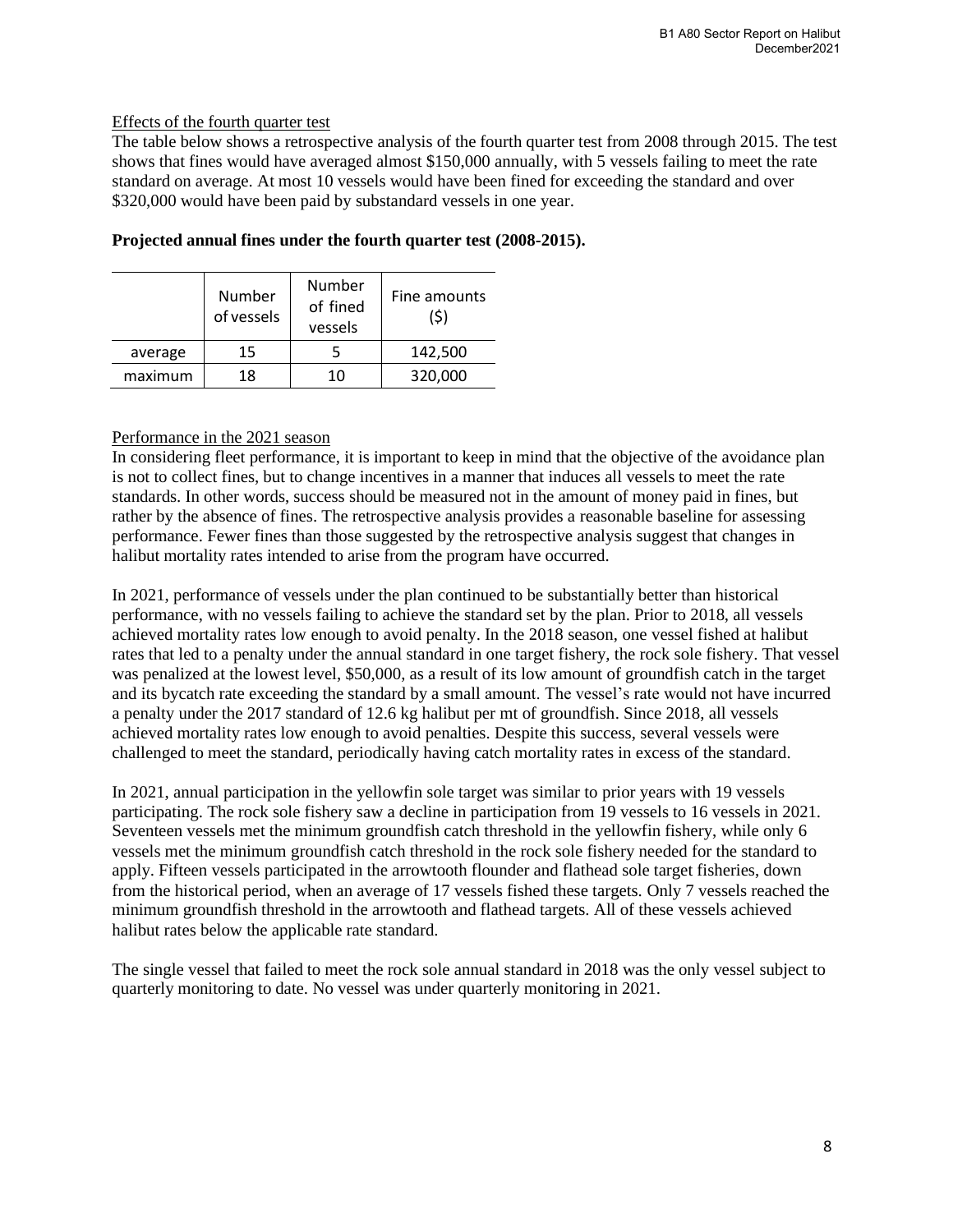Effects of the fourth quarter test

The table below shows a retrospective analysis of the fourth quarter test from 2008 through 2015. The test shows that fines would have averaged almost $150,000 annually, with 5 vessels failing to meet the rate standard on average. At most 10 vessels would have been fined for exceeding the standard and over $320,000 would have been paid by substandard vessels in one year.

**Projected annual fines under the fourth quarter test (2008-2015).**

| | Number of vessels | Number of fined vessels | Fine amounts ($) |
|---|---|---|---|
| average | 15 | 5 | 142,500 |
| maximum | 18 | 10 | 320,000 |

Performance in the 2021 season

In considering fleet performance, it is important to keep in mind that the objective of the avoidance plan is not to collect fines, but to change incentives in a manner that induces all vessels to meet the rate standards. In other words, success should be measured not in the amount of money paid in fines, but rather by the absence of fines. The retrospective analysis provides a reasonable baseline for assessing performance. Fewer fines than those suggested by the retrospective analysis suggest that changes in halibut mortality rates intended to arise from the program have occurred.

In 2021, performance of vessels under the plan continued to be substantially better than historical performance, with no vessels failing to achieve the standard set by the plan. Prior to 2018, all vessels achieved mortality rates low enough to avoid penalty. In the 2018 season, one vessel fished at halibut rates that led to a penalty under the annual standard in one target fishery, the rock sole fishery. That vessel was penalized at the lowest level, $50,000, as a result of its low amount of groundfish catch in the target and its bycatch rate exceeding the standard by a small amount. The vessel's rate would not have incurred a penalty under the 2017 standard of 12.6 kg halibut per mt of groundfish. Since 2018, all vessels achieved mortality rates low enough to avoid penalties. Despite this success, several vessels were challenged to meet the standard, periodically having catch mortality rates in excess of the standard.

In 2021, annual participation in the yellowfin sole target was similar to prior years with 19 vessels participating. The rock sole fishery saw a decline in participation from 19 vessels to 16 vessels in 2021. Seventeen vessels met the minimum groundfish catch threshold in the yellowfin fishery, while only 6 vessels met the minimum groundfish catch threshold in the rock sole fishery needed for the standard to apply. Fifteen vessels participated in the arrowtooth flounder and flathead sole target fisheries, down from the historical period, when an average of 17 vessels fished these targets. Only 7 vessels reached the minimum groundfish threshold in the arrowtooth and flathead targets. All of these vessels achieved halibut rates below the applicable rate standard.

The single vessel that failed to meet the rock sole annual standard in 2018 was the only vessel subject to quarterly monitoring to date. No vessel was under quarterly monitoring in 2021.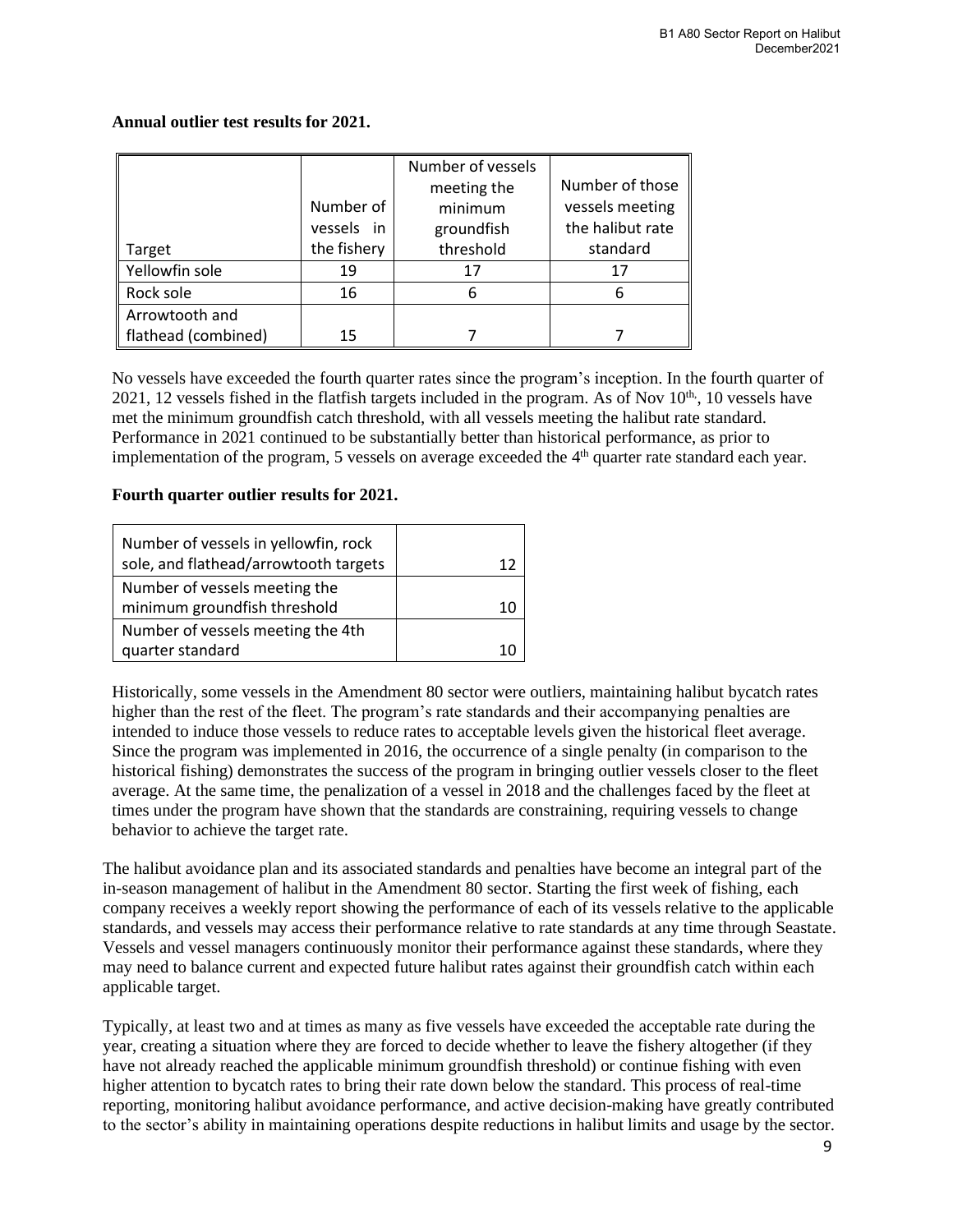**Annual outlier test results for 2021.**

| Target | Number of vessels in the fishery | Number of vessels meeting the minimum groundfish threshold | Number of those vessels meeting the halibut rate standard |
|---|---|---|---|
| Yellowfin sole | 19 | 17 | 17 |
| Rock sole | 16 | 6 | 6 |
| Arrowtooth and flathead (combined) | 15 | 7 | 7 |

No vessels have exceeded the fourth quarter rates since the program's inception. In the fourth quarter of 2021, 12 vessels fished in the flatfish targets included in the program. As of Nov 10th, 10 vessels have met the minimum groundfish catch threshold, with all vessels meeting the halibut rate standard. Performance in 2021 continued to be substantially better than historical performance, as prior to implementation of the program, 5 vessels on average exceeded the 4th quarter rate standard each year.

**Fourth quarter outlier results for 2021.**

| | |
|---|---|
| Number of vessels in yellowfin, rock sole, and flathead/arrowtooth targets | 12 |
| Number of vessels meeting the minimum groundfish threshold | 10 |
| Number of vessels meeting the 4th quarter standard | 10 |

Historically, some vessels in the Amendment 80 sector were outliers, maintaining halibut bycatch rates higher than the rest of the fleet. The program's rate standards and their accompanying penalties are intended to induce those vessels to reduce rates to acceptable levels given the historical fleet average. Since the program was implemented in 2016, the occurrence of a single penalty (in comparison to the historical fishing) demonstrates the success of the program in bringing outlier vessels closer to the fleet average. At the same time, the penalization of a vessel in 2018 and the challenges faced by the fleet at times under the program have shown that the standards are constraining, requiring vessels to change behavior to achieve the target rate.

The halibut avoidance plan and its associated standards and penalties have become an integral part of the in-season management of halibut in the Amendment 80 sector. Starting the first week of fishing, each company receives a weekly report showing the performance of each of its vessels relative to the applicable standards, and vessels may access their performance relative to rate standards at any time through Seastate. Vessels and vessel managers continuously monitor their performance against these standards, where they may need to balance current and expected future halibut rates against their groundfish catch within each applicable target.

Typically, at least two and at times as many as five vessels have exceeded the acceptable rate during the year, creating a situation where they are forced to decide whether to leave the fishery altogether (if they have not already reached the applicable minimum groundfish threshold) or continue fishing with even higher attention to bycatch rates to bring their rate down below the standard. This process of real-time reporting, monitoring halibut avoidance performance, and active decision-making have greatly contributed to the sector's ability in maintaining operations despite reductions in halibut limits and usage by the sector.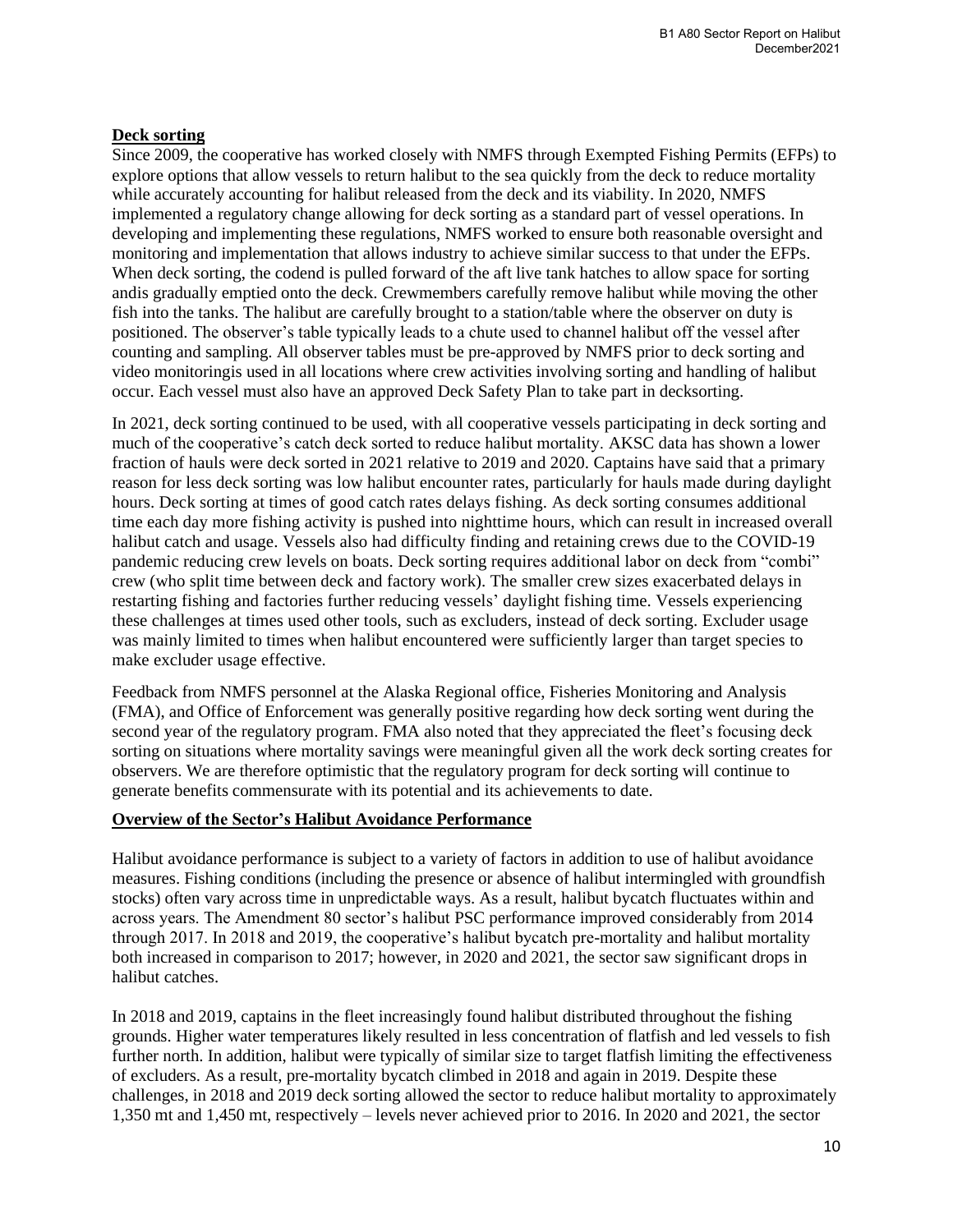**Deck sorting**

Since 2009, the cooperative has worked closely with NMFS through Exempted Fishing Permits (EFPs) to explore options that allow vessels to return halibut to the sea quickly from the deck to reduce mortality while accurately accounting for halibut released from the deck and its viability. In 2020, NMFS implemented a regulatory change allowing for deck sorting as a standard part of vessel operations. In developing and implementing these regulations, NMFS worked to ensure both reasonable oversight and monitoring and implementation that allows industry to achieve similar success to that under the EFPs. When deck sorting, the codend is pulled forward of the aft live tank hatches to allow space for sorting andis gradually emptied onto the deck. Crewmembers carefully remove halibut while moving the other fish into the tanks. The halibut are carefully brought to a station/table where the observer on duty is positioned. The observer's table typically leads to a chute used to channel halibut off the vessel after counting and sampling. All observer tables must be pre-approved by NMFS prior to deck sorting and video monitoringis used in all locations where crew activities involving sorting and handling of halibut occur. Each vessel must also have an approved Deck Safety Plan to take part in decksorting.

In 2021, deck sorting continued to be used, with all cooperative vessels participating in deck sorting and much of the cooperative's catch deck sorted to reduce halibut mortality. AKSC data has shown a lower fraction of hauls were deck sorted in 2021 relative to 2019 and 2020. Captains have said that a primary reason for less deck sorting was low halibut encounter rates, particularly for hauls made during daylight hours. Deck sorting at times of good catch rates delays fishing. As deck sorting consumes additional time each day more fishing activity is pushed into nighttime hours, which can result in increased overall halibut catch and usage. Vessels also had difficulty finding and retaining crews due to the COVID-19 pandemic reducing crew levels on boats. Deck sorting requires additional labor on deck from "combi" crew (who split time between deck and factory work). The smaller crew sizes exacerbated delays in restarting fishing and factories further reducing vessels' daylight fishing time. Vessels experiencing these challenges at times used other tools, such as excluders, instead of deck sorting. Excluder usage was mainly limited to times when halibut encountered were sufficiently larger than target species to make excluder usage effective.

Feedback from NMFS personnel at the Alaska Regional office, Fisheries Monitoring and Analysis (FMA), and Office of Enforcement was generally positive regarding how deck sorting went during the second year of the regulatory program. FMA also noted that they appreciated the fleet's focusing deck sorting on situations where mortality savings were meaningful given all the work deck sorting creates for observers. We are therefore optimistic that the regulatory program for deck sorting will continue to generate benefits commensurate with its potential and its achievements to date.

**Overview of the Sector's Halibut Avoidance Performance**

Halibut avoidance performance is subject to a variety of factors in addition to use of halibut avoidance measures. Fishing conditions (including the presence or absence of halibut intermingled with groundfish stocks) often vary across time in unpredictable ways. As a result, halibut bycatch fluctuates within and across years. The Amendment 80 sector's halibut PSC performance improved considerably from 2014 through 2017. In 2018 and 2019, the cooperative's halibut bycatch pre-mortality and halibut mortality both increased in comparison to 2017; however, in 2020 and 2021, the sector saw significant drops in halibut catches.

In 2018 and 2019, captains in the fleet increasingly found halibut distributed throughout the fishing grounds. Higher water temperatures likely resulted in less concentration of flatfish and led vessels to fish further north. In addition, halibut were typically of similar size to target flatfish limiting the effectiveness of excluders. As a result, pre-mortality bycatch climbed in 2018 and again in 2019. Despite these challenges, in 2018 and 2019 deck sorting allowed the sector to reduce halibut mortality to approximately 1,350 mt and 1,450 mt, respectively – levels never achieved prior to 2016. In 2020 and 2021, the sector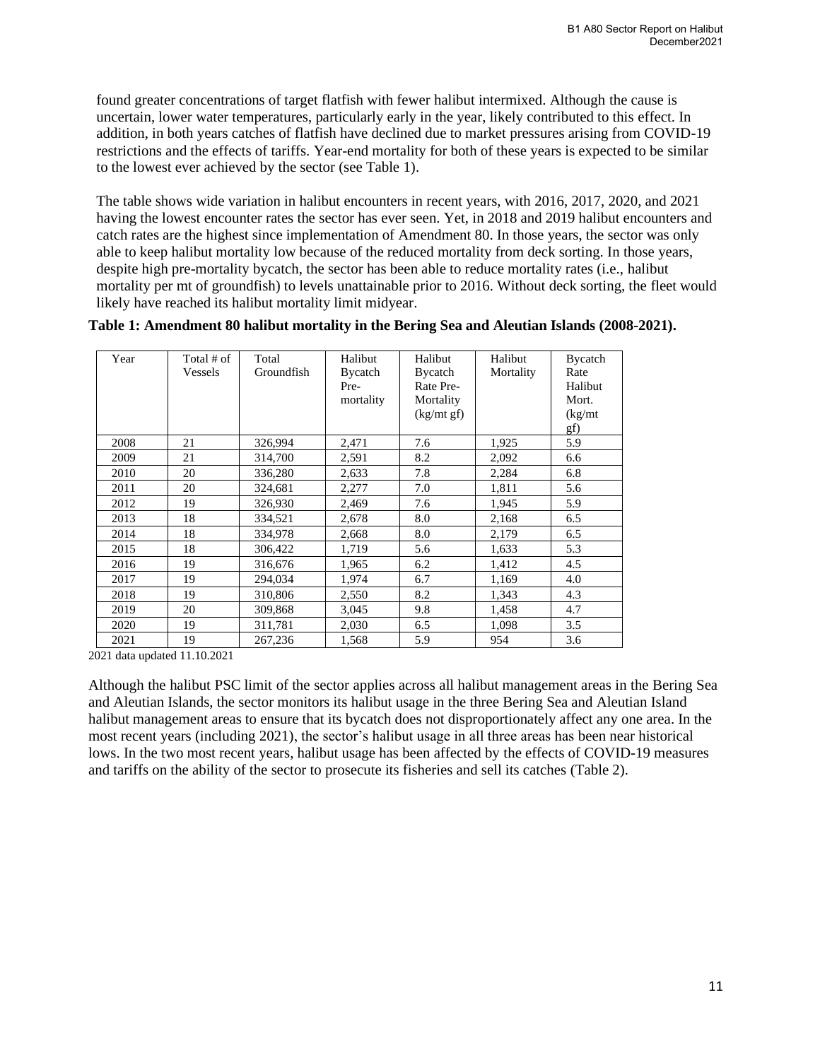found greater concentrations of target flatfish with fewer halibut intermixed. Although the cause is uncertain, lower water temperatures, particularly early in the year, likely contributed to this effect. In addition, in both years catches of flatfish have declined due to market pressures arising from COVID-19 restrictions and the effects of tariffs. Year-end mortality for both of these years is expected to be similar to the lowest ever achieved by the sector (see Table 1).

The table shows wide variation in halibut encounters in recent years, with 2016, 2017, 2020, and 2021 having the lowest encounter rates the sector has ever seen. Yet, in 2018 and 2019 halibut encounters and catch rates are the highest since implementation of Amendment 80. In those years, the sector was only able to keep halibut mortality low because of the reduced mortality from deck sorting. In those years, despite high pre-mortality bycatch, the sector has been able to reduce mortality rates (i.e., halibut mortality per mt of groundfish) to levels unattainable prior to 2016. Without deck sorting, the fleet would likely have reached its halibut mortality limit midyear.

**Table 1: Amendment 80 halibut mortality in the Bering Sea and Aleutian Islands (2008-2021).**

| Year | Total # of Vessels | Total Groundfish | Halibut Bycatch Pre-mortality | Halibut Bycatch Rate Pre-Mortality (kg/mt gf) | Halibut Mortality | Bycatch Rate Halibut Mort. (kg/mt gf) |
|---|---|---|---|---|---|---|
| 2008 | 21 | 326,994 | 2,471 | 7.6 | 1,925 | 5.9 |
| 2009 | 21 | 314,700 | 2,591 | 8.2 | 2,092 | 6.6 |
| 2010 | 20 | 336,280 | 2,633 | 7.8 | 2,284 | 6.8 |
| 2011 | 20 | 324,681 | 2,277 | 7.0 | 1,811 | 5.6 |
| 2012 | 19 | 326,930 | 2,469 | 7.6 | 1,945 | 5.9 |
| 2013 | 18 | 334,521 | 2,678 | 8.0 | 2,168 | 6.5 |
| 2014 | 18 | 334,978 | 2,668 | 8.0 | 2,179 | 6.5 |
| 2015 | 18 | 306,422 | 1,719 | 5.6 | 1,633 | 5.3 |
| 2016 | 19 | 316,676 | 1,965 | 6.2 | 1,412 | 4.5 |
| 2017 | 19 | 294,034 | 1,974 | 6.7 | 1,169 | 4.0 |
| 2018 | 19 | 310,806 | 2,550 | 8.2 | 1,343 | 4.3 |
| 2019 | 20 | 309,868 | 3,045 | 9.8 | 1,458 | 4.7 |
| 2020 | 19 | 311,781 | 2,030 | 6.5 | 1,098 | 3.5 |
| 2021 | 19 | 267,236 | 1,568 | 5.9 | 954 | 3.6 |

2021 data updated 11.10.2021

Although the halibut PSC limit of the sector applies across all halibut management areas in the Bering Sea and Aleutian Islands, the sector monitors its halibut usage in the three Bering Sea and Aleutian Island halibut management areas to ensure that its bycatch does not disproportionately affect any one area. In the most recent years (including 2021), the sector's halibut usage in all three areas has been near historical lows. In the two most recent years, halibut usage has been affected by the effects of COVID-19 measures and tariffs on the ability of the sector to prosecute its fisheries and sell its catches (Table 2).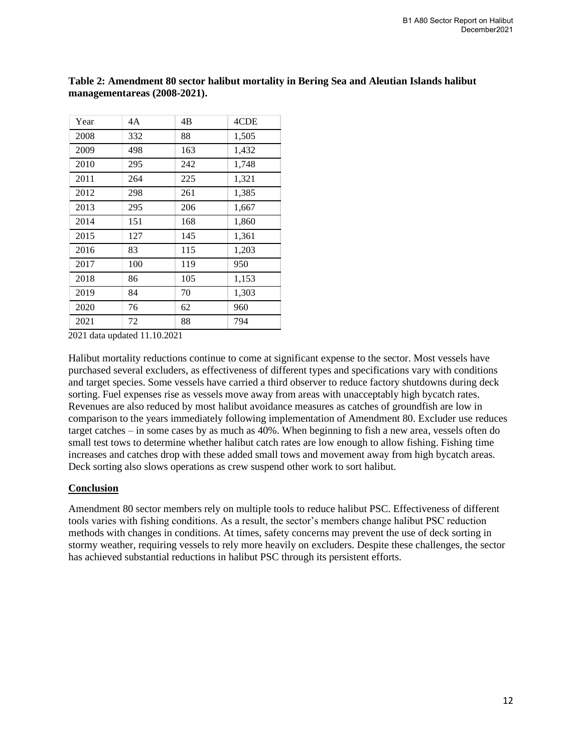**Table 2: Amendment 80 sector halibut mortality in Bering Sea and Aleutian Islands halibut managementareas (2008-2021).**

| Year | 4A | 4B | 4CDE |
|---|---|---|---|
| 2008 | 332 | 88 | 1,505 |
| 2009 | 498 | 163 | 1,432 |
| 2010 | 295 | 242 | 1,748 |
| 2011 | 264 | 225 | 1,321 |
| 2012 | 298 | 261 | 1,385 |
| 2013 | 295 | 206 | 1,667 |
| 2014 | 151 | 168 | 1,860 |
| 2015 | 127 | 145 | 1,361 |
| 2016 | 83 | 115 | 1,203 |
| 2017 | 100 | 119 | 950 |
| 2018 | 86 | 105 | 1,153 |
| 2019 | 84 | 70 | 1,303 |
| 2020 | 76 | 62 | 960 |
| 2021 | 72 | 88 | 794 |

2021 data updated 11.10.2021

Halibut mortality reductions continue to come at significant expense to the sector. Most vessels have purchased several excluders, as effectiveness of different types and specifications vary with conditions and target species. Some vessels have carried a third observer to reduce factory shutdowns during deck sorting. Fuel expenses rise as vessels move away from areas with unacceptably high bycatch rates. Revenues are also reduced by most halibut avoidance measures as catches of groundfish are low in comparison to the years immediately following implementation of Amendment 80. Excluder use reduces target catches – in some cases by as much as 40%. When beginning to fish a new area, vessels often do small test tows to determine whether halibut catch rates are low enough to allow fishing. Fishing time increases and catches drop with these added small tows and movement away from high bycatch areas. Deck sorting also slows operations as crew suspend other work to sort halibut.

## Conclusion

Amendment 80 sector members rely on multiple tools to reduce halibut PSC. Effectiveness of different tools varies with fishing conditions. As a result, the sector's members change halibut PSC reduction methods with changes in conditions. At times, safety concerns may prevent the use of deck sorting in stormy weather, requiring vessels to rely more heavily on excluders. Despite these challenges, the sector has achieved substantial reductions in halibut PSC through its persistent efforts.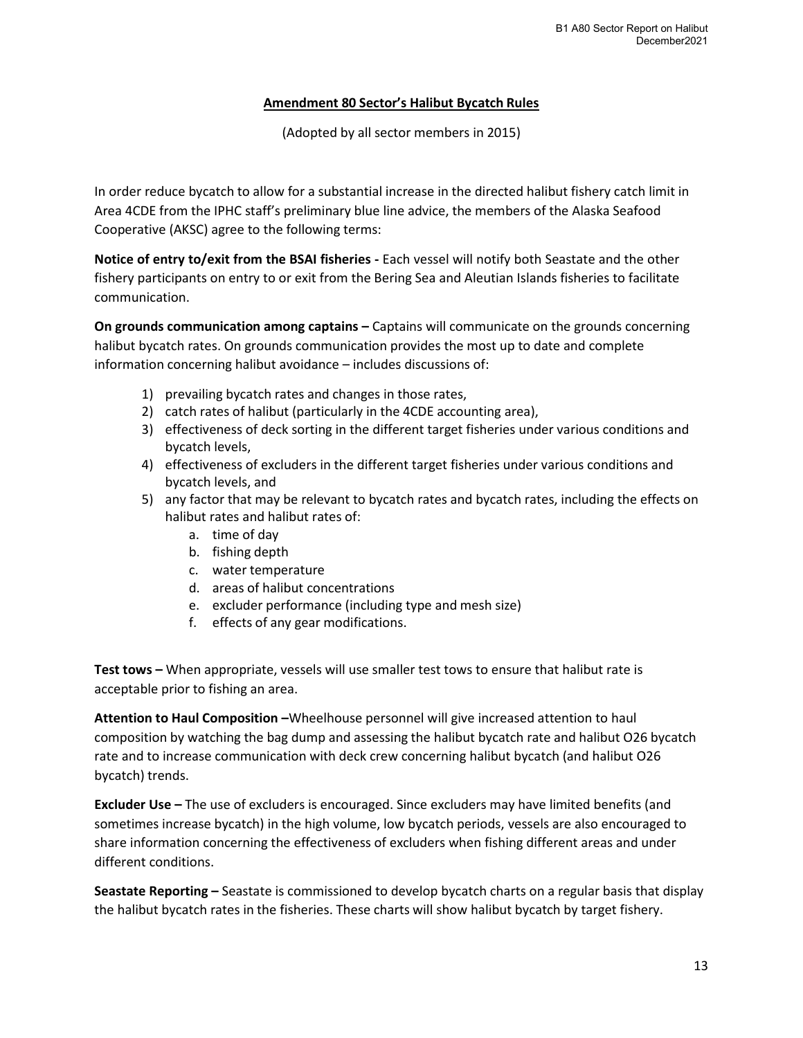# Amendment 80 Sector's Halibut Bycatch Rules

(Adopted by all sector members in 2015)

In order reduce bycatch to allow for a substantial increase in the directed halibut fishery catch limit in Area 4CDE from the IPHC staff's preliminary blue line advice, the members of the Alaska Seafood Cooperative (AKSC) agree to the following terms:

**Notice of entry to/exit from the BSAI fisheries -** Each vessel will notify both Seastate and the other fishery participants on entry to or exit from the Bering Sea and Aleutian Islands fisheries to facilitate communication.

**On grounds communication among captains –** Captains will communicate on the grounds concerning halibut bycatch rates. On grounds communication provides the most up to date and complete information concerning halibut avoidance – includes discussions of:

1) prevailing bycatch rates and changes in those rates,
2) catch rates of halibut (particularly in the 4CDE accounting area),
3) effectiveness of deck sorting in the different target fisheries under various conditions and bycatch levels,
4) effectiveness of excluders in the different target fisheries under various conditions and bycatch levels, and
5) any factor that may be relevant to bycatch rates and bycatch rates, including the effects on halibut rates and halibut rates of:
    a. time of day
    b. fishing depth
    c. water temperature
    d. areas of halibut concentrations
    e. excluder performance (including type and mesh size)
    f. effects of any gear modifications.

**Test tows –** When appropriate, vessels will use smaller test tows to ensure that halibut rate is acceptable prior to fishing an area.

**Attention to Haul Composition –**Wheelhouse personnel will give increased attention to haul composition by watching the bag dump and assessing the halibut bycatch rate and halibut O26 bycatch rate and to increase communication with deck crew concerning halibut bycatch (and halibut O26 bycatch) trends.

**Excluder Use –** The use of excluders is encouraged. Since excluders may have limited benefits (and sometimes increase bycatch) in the high volume, low bycatch periods, vessels are also encouraged to share information concerning the effectiveness of excluders when fishing different areas and under different conditions.

**Seastate Reporting –** Seastate is commissioned to develop bycatch charts on a regular basis that display the halibut bycatch rates in the fisheries. These charts will show halibut bycatch by target fishery.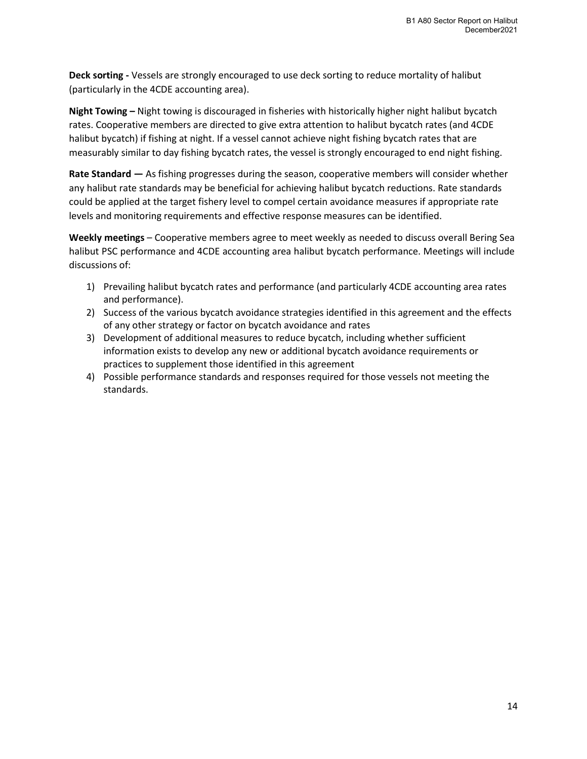**Deck sorting -** Vessels are strongly encouraged to use deck sorting to reduce mortality of halibut (particularly in the 4CDE accounting area).

**Night Towing –** Night towing is discouraged in fisheries with historically higher night halibut bycatch rates. Cooperative members are directed to give extra attention to halibut bycatch rates (and 4CDE halibut bycatch) if fishing at night. If a vessel cannot achieve night fishing bycatch rates that are measurably similar to day fishing bycatch rates, the vessel is strongly encouraged to end night fishing.

**Rate Standard —** As fishing progresses during the season, cooperative members will consider whether any halibut rate standards may be beneficial for achieving halibut bycatch reductions. Rate standards could be applied at the target fishery level to compel certain avoidance measures if appropriate rate levels and monitoring requirements and effective response measures can be identified.

**Weekly meetings** – Cooperative members agree to meet weekly as needed to discuss overall Bering Sea halibut PSC performance and 4CDE accounting area halibut bycatch performance. Meetings will include discussions of:

1) Prevailing halibut bycatch rates and performance (and particularly 4CDE accounting area rates and performance).
2) Success of the various bycatch avoidance strategies identified in this agreement and the effects of any other strategy or factor on bycatch avoidance and rates
3) Development of additional measures to reduce bycatch, including whether sufficient information exists to develop any new or additional bycatch avoidance requirements or practices to supplement those identified in this agreement
4) Possible performance standards and responses required for those vessels not meeting the standards.